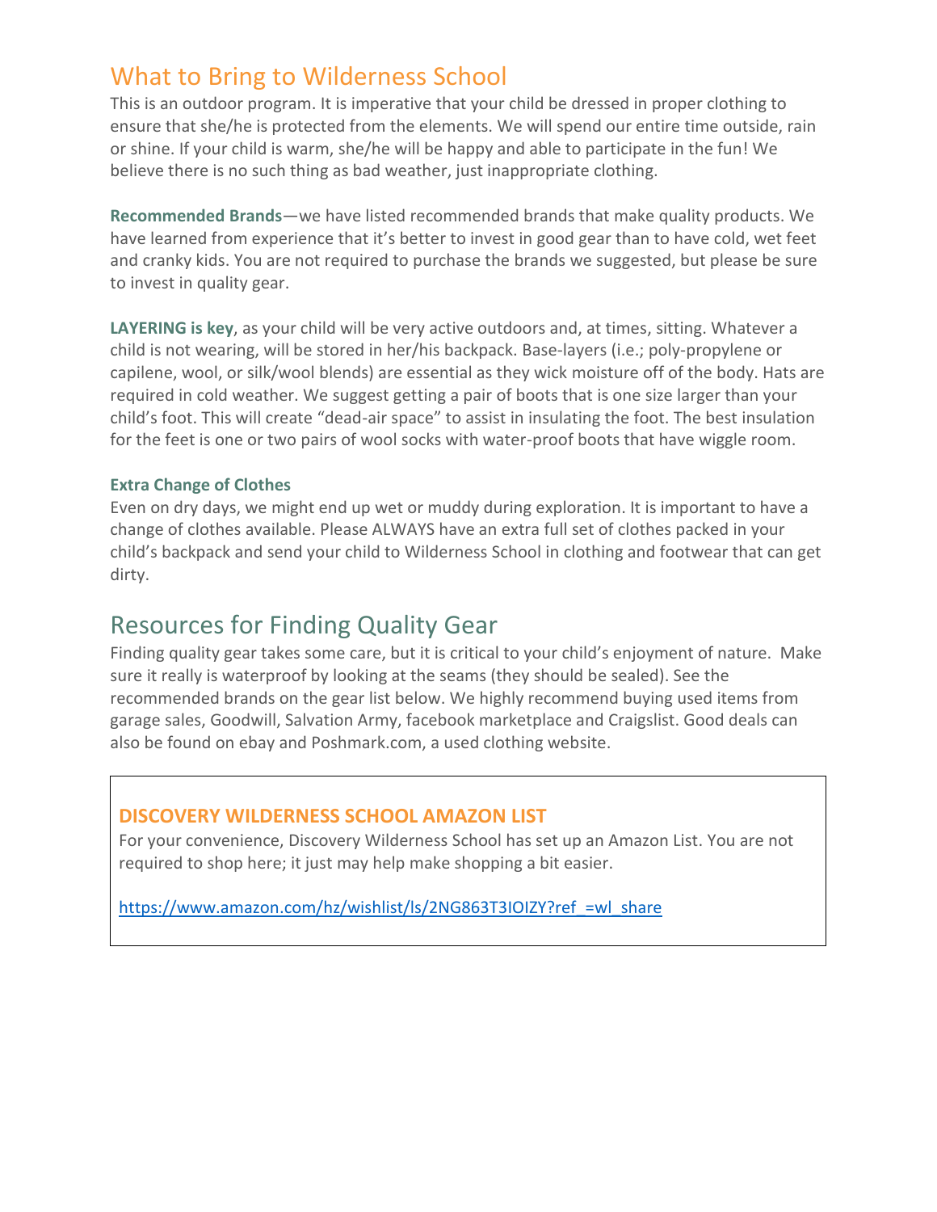# What to Bring to Wilderness School

This is an outdoor program. It is imperative that your child be dressed in proper clothing to ensure that she/he is protected from the elements. We will spend our entire time outside, rain or shine. If your child is warm, she/he will be happy and able to participate in the fun! We believe there is no such thing as bad weather, just inappropriate clothing.

**Recommended Brands**—we have listed recommended brands that make quality products. We have learned from experience that it's better to invest in good gear than to have cold, wet feet and cranky kids. You are not required to purchase the brands we suggested, but please be sure to invest in quality gear.

**LAYERING is key**, as your child will be very active outdoors and, at times, sitting. Whatever a child is not wearing, will be stored in her/his backpack. Base-layers (i.e.; poly-propylene or capilene, wool, or silk/wool blends) are essential as they wick moisture off of the body. Hats are required in cold weather. We suggest getting a pair of boots that is one size larger than your child's foot. This will create "dead-air space" to assist in insulating the foot. The best insulation for the feet is one or two pairs of wool socks with water-proof boots that have wiggle room.

### Extra Change of Clothes

Even on dry days, we might end up wet or muddy during exploration. It is important to have a change of clothes available. Please ALWAYS have an extra full set of clothes packed in your child's backpack and send your child to Wilderness School in clothing and footwear that can get dirty.

# Resources for Finding Quality Gear

Finding quality gear takes some care, but it is critical to your child's enjoyment of nature. Make sure it really is waterproof by looking at the seams (they should be sealed). See the recommended brands on the gear list below. We highly recommend buying used items from garage sales, Goodwill, Salvation Army, facebook marketplace and Craigslist. Good deals can also be found on ebay and Poshmark.com, a used clothing website.

### DISCOVERY WILDERNESS SCHOOL AMAZON LIST

For your convenience, Discovery Wilderness School has set up an Amazon List. You are not required to shop here; it just may help make shopping a bit easier.

https://www.amazon.com/hz/wishlist/ls/2NG863T3IOIZY?ref_=wl_share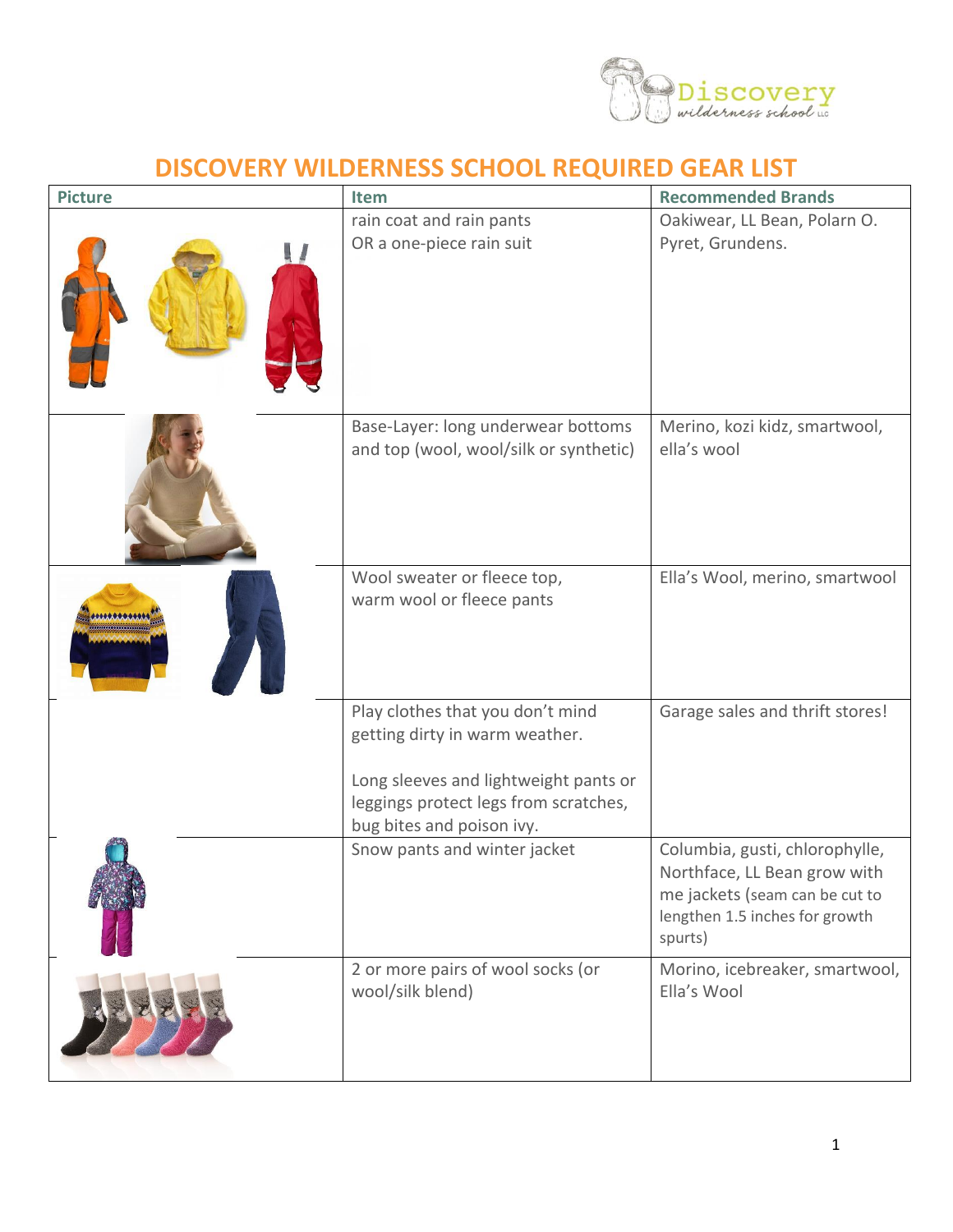# DISCOVERY WILDERNESS SCHOOL REQUIRED GEAR LIST

| Picture | Item | Recommended Brands |
| --- | --- | --- |
| | rain coat and rain pants<br>OR a one-piece rain suit | Oakiwear, LL Bean, Polarn O. Pyret, Grundens. |
| | Base-Layer: long underwear bottoms and top (wool, wool/silk or synthetic) | Merino, kozi kidz, smartwool, ella's wool |
| | Wool sweater or fleece top,<br>warm wool or fleece pants | Ella's Wool, merino, smartwool |
| | Play clothes that you don't mind getting dirty in warm weather.<br><br>Long sleeves and lightweight pants or leggings protect legs from scratches, bug bites and poison ivy. | Garage sales and thrift stores! |
| | Snow pants and winter jacket | Columbia, gusti, chlorophylle, Northface, LL Bean grow with me jackets (seam can be cut to lengthen 1.5 inches for growth spurts) |
| | 2 or more pairs of wool socks (or wool/silk blend) | Morino, icebreaker, smartwool, Ella's Wool |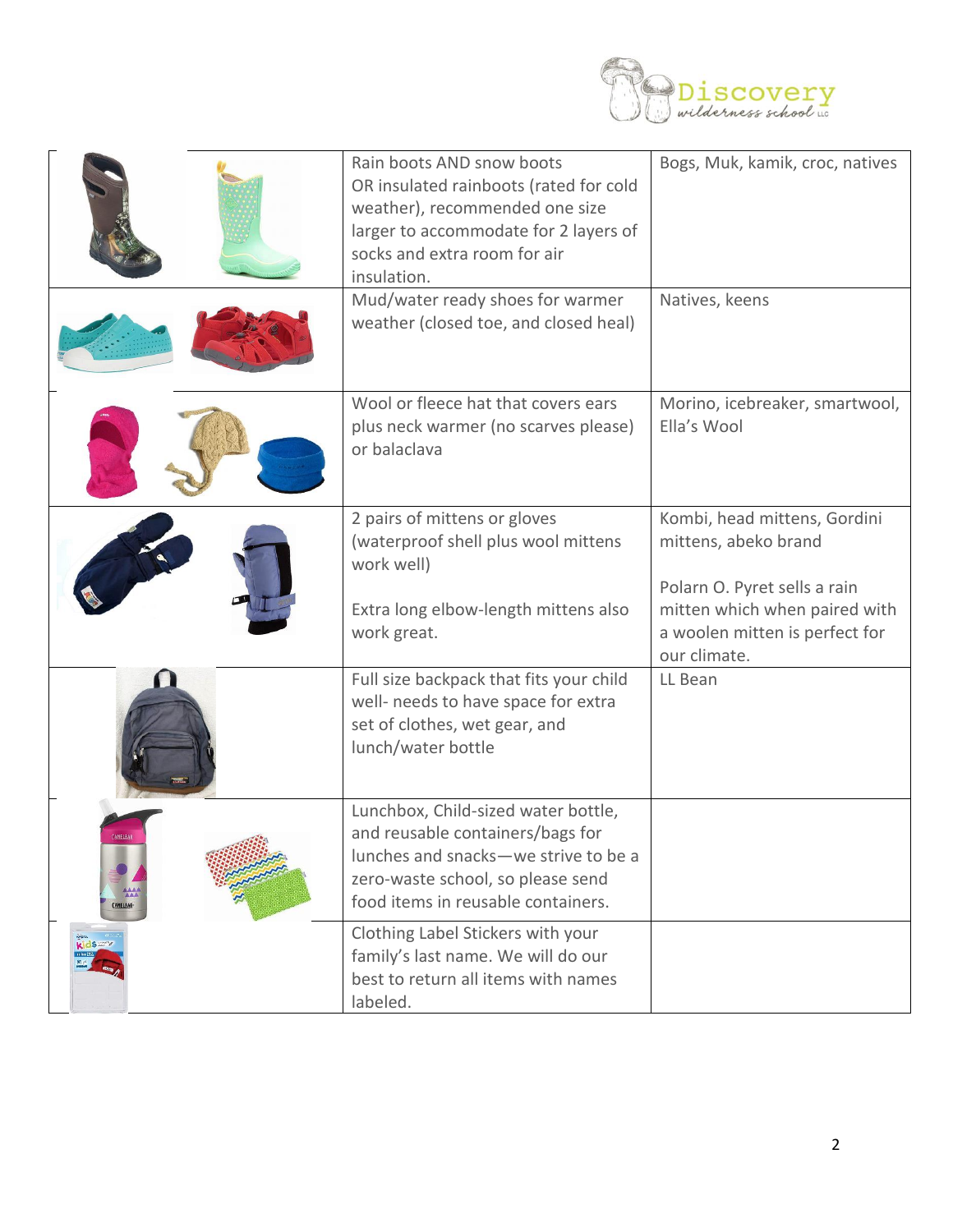| | | |
|---|---|---|
| | Rain boots AND snow boots OR insulated rainboots (rated for cold weather), recommended one size larger to accommodate for 2 layers of socks and extra room for air insulation. | Bogs, Muk, kamik, croc, natives |
| | Mud/water ready shoes for warmer weather (closed toe, and closed heal) | Natives, keens |
| | Wool or fleece hat that covers ears plus neck warmer (no scarves please) or balaclava | Morino, icebreaker, smartwool, Ella's Wool |
| | 2 pairs of mittens or gloves (waterproof shell plus wool mittens work well)<br><br>Extra long elbow-length mittens also work great. | Kombi, head mittens, Gordini mittens, abeko brand<br><br>Polarn O. Pyret sells a rain mitten which when paired with a woolen mitten is perfect for our climate. |
| | Full size backpack that fits your child well- needs to have space for extra set of clothes, wet gear, and lunch/water bottle | LL Bean |
| | Lunchbox, Child-sized water bottle, and reusable containers/bags for lunches and snacks—we strive to be a zero-waste school, so please send food items in reusable containers. | |
| | Clothing Label Stickers with your family's last name. We will do our best to return all items with names labeled. | |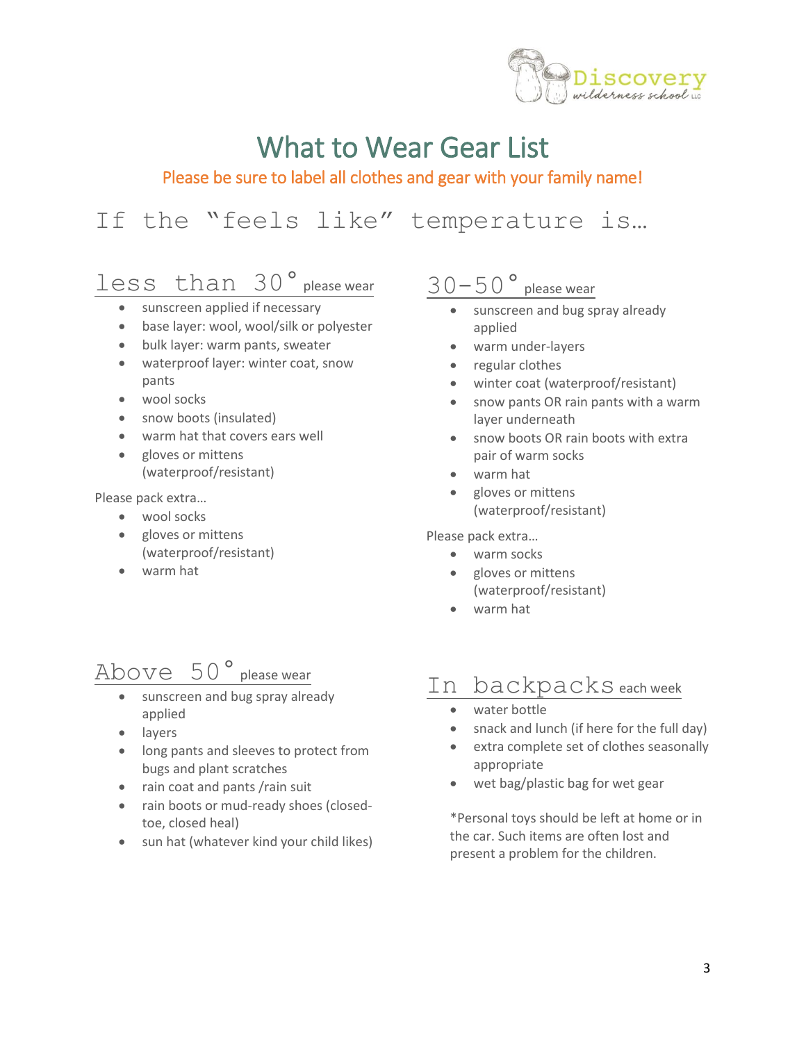# What to Wear Gear List

Please be sure to label all clothes and gear with your family name!

## If the "feels like" temperature is…

### less than 30° please wear

- sunscreen applied if necessary
- base layer: wool, wool/silk or polyester
- bulk layer: warm pants, sweater
- waterproof layer: winter coat, snow pants
- wool socks
- snow boots (insulated)
- warm hat that covers ears well
- gloves or mittens (waterproof/resistant)

Please pack extra…

- wool socks
- gloves or mittens (waterproof/resistant)
- warm hat

### 30-50° please wear

- sunscreen and bug spray already applied
- warm under-layers
- regular clothes
- winter coat (waterproof/resistant)
- snow pants OR rain pants with a warm layer underneath
- snow boots OR rain boots with extra pair of warm socks
- warm hat
- gloves or mittens (waterproof/resistant)

Please pack extra…

- warm socks
- gloves or mittens (waterproof/resistant)
- warm hat

### Above 50° please wear

- sunscreen and bug spray already applied
- layers
- long pants and sleeves to protect from bugs and plant scratches
- rain coat and pants /rain suit
- rain boots or mud-ready shoes (closed-toe, closed heal)
- sun hat (whatever kind your child likes)

### In backpacks each week

- water bottle
- snack and lunch (if here for the full day)
- extra complete set of clothes seasonally appropriate
- wet bag/plastic bag for wet gear

*Personal toys should be left at home or in the car. Such items are often lost and present a problem for the children.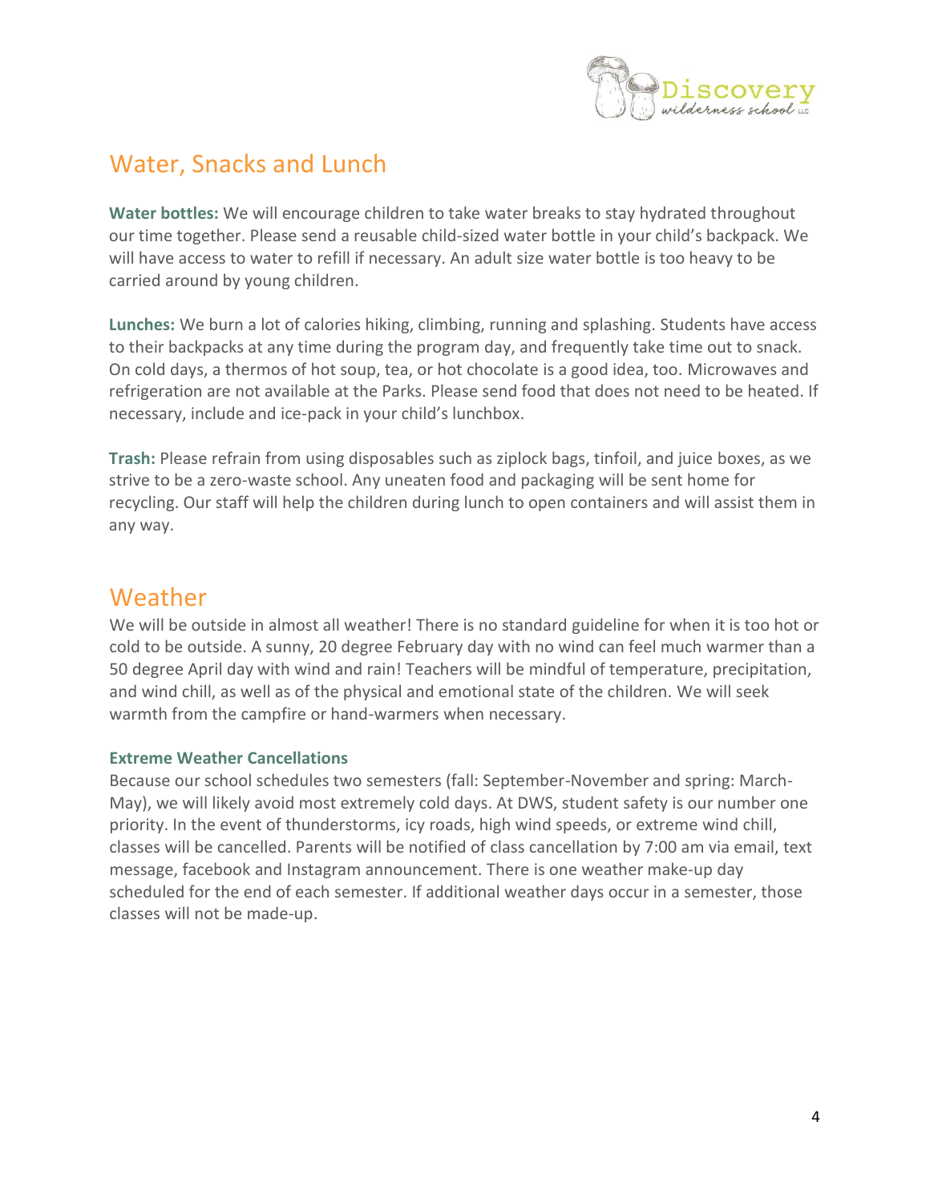## Water, Snacks and Lunch

**Water bottles:** We will encourage children to take water breaks to stay hydrated throughout our time together. Please send a reusable child-sized water bottle in your child's backpack. We will have access to water to refill if necessary. An adult size water bottle is too heavy to be carried around by young children.

**Lunches:** We burn a lot of calories hiking, climbing, running and splashing. Students have access to their backpacks at any time during the program day, and frequently take time out to snack. On cold days, a thermos of hot soup, tea, or hot chocolate is a good idea, too. Microwaves and refrigeration are not available at the Parks. Please send food that does not need to be heated. If necessary, include and ice-pack in your child's lunchbox.

**Trash:** Please refrain from using disposables such as ziplock bags, tinfoil, and juice boxes, as we strive to be a zero-waste school. Any uneaten food and packaging will be sent home for recycling. Our staff will help the children during lunch to open containers and will assist them in any way.

## Weather

We will be outside in almost all weather! There is no standard guideline for when it is too hot or cold to be outside. A sunny, 20 degree February day with no wind can feel much warmer than a 50 degree April day with wind and rain! Teachers will be mindful of temperature, precipitation, and wind chill, as well as of the physical and emotional state of the children. We will seek warmth from the campfire or hand-warmers when necessary.

### Extreme Weather Cancellations

Because our school schedules two semesters (fall: September-November and spring: March-May), we will likely avoid most extremely cold days. At DWS, student safety is our number one priority. In the event of thunderstorms, icy roads, high wind speeds, or extreme wind chill, classes will be cancelled. Parents will be notified of class cancellation by 7:00 am via email, text message, facebook and Instagram announcement. There is one weather make-up day scheduled for the end of each semester. If additional weather days occur in a semester, those classes will not be made-up.